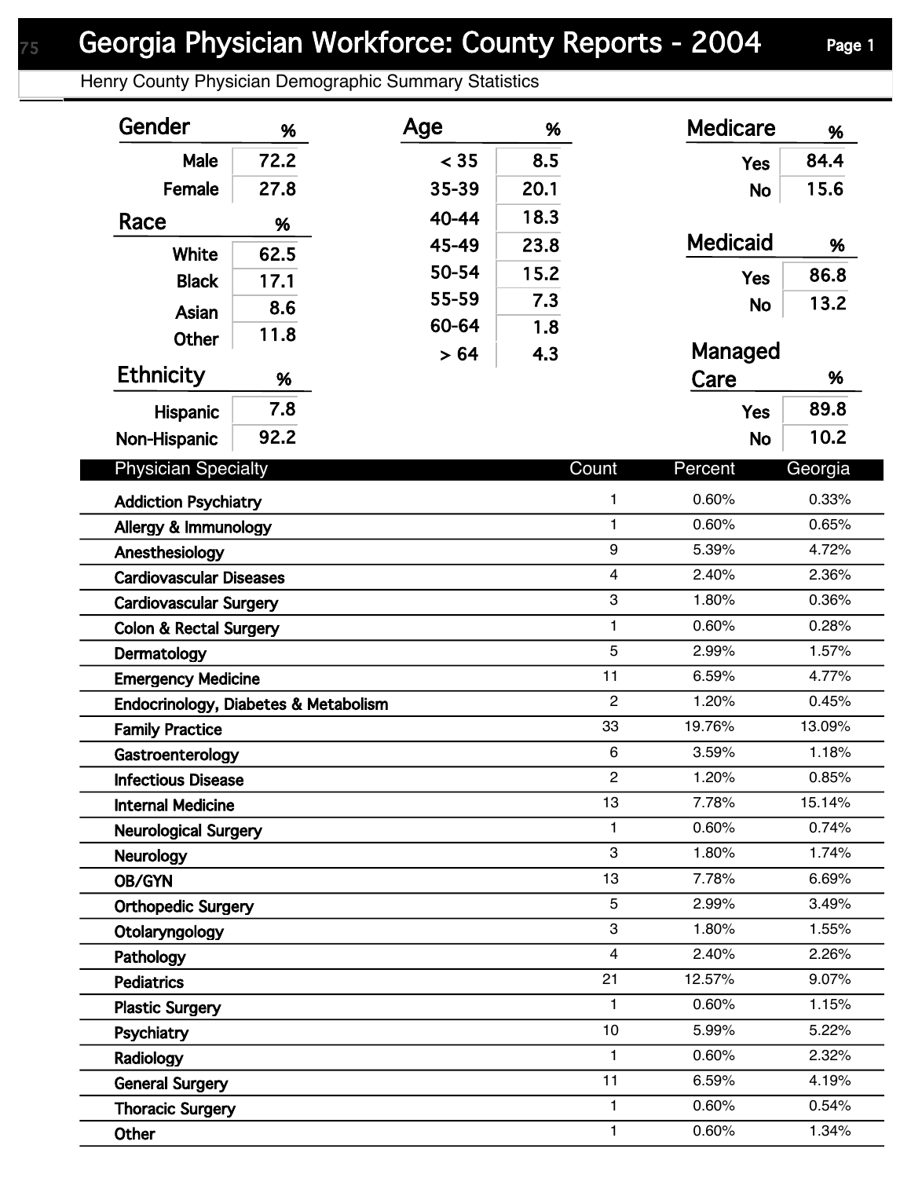# Georgia Physician Workforce: County Reports - 2004

Henry County Physician Demographic Summary Statistics

| Gender | % |
|---|---|
| Male | 72.2 |
| Female | 27.8 |

| Race | % |
|---|---|
| White | 62.5 |
| Black | 17.1 |
| Asian | 8.6 |
| Other | 11.8 |

| Ethnicity | % |
|---|---|
| Hispanic | 7.8 |
| Non-Hispanic | 92.2 |

| Age | % |
|---|---|
| < 35 | 8.5 |
| 35-39 | 20.1 |
| 40-44 | 18.3 |
| 45-49 | 23.8 |
| 50-54 | 15.2 |
| 55-59 | 7.3 |
| 60-64 | 1.8 |
| > 64 | 4.3 |

| Medicare | % |
|---|---|
| Yes | 84.4 |
| No | 15.6 |

| Medicaid | % |
|---|---|
| Yes | 86.8 |
| No | 13.2 |

| Managed Care | % |
|---|---|
| Yes | 89.8 |
| No | 10.2 |

| Physician Specialty | Count | Percent | Georgia |
|---|---|---|---|
| Addiction Psychiatry | 1 | 0.60% | 0.33% |
| Allergy & Immunology | 1 | 0.60% | 0.65% |
| Anesthesiology | 9 | 5.39% | 4.72% |
| Cardiovascular Diseases | 4 | 2.40% | 2.36% |
| Cardiovascular Surgery | 3 | 1.80% | 0.36% |
| Colon & Rectal Surgery | 1 | 0.60% | 0.28% |
| Dermatology | 5 | 2.99% | 1.57% |
| Emergency Medicine | 11 | 6.59% | 4.77% |
| Endocrinology, Diabetes & Metabolism | 2 | 1.20% | 0.45% |
| Family Practice | 33 | 19.76% | 13.09% |
| Gastroenterology | 6 | 3.59% | 1.18% |
| Infectious Disease | 2 | 1.20% | 0.85% |
| Internal Medicine | 13 | 7.78% | 15.14% |
| Neurological Surgery | 1 | 0.60% | 0.74% |
| Neurology | 3 | 1.80% | 1.74% |
| OB/GYN | 13 | 7.78% | 6.69% |
| Orthopedic Surgery | 5 | 2.99% | 3.49% |
| Otolaryngology | 3 | 1.80% | 1.55% |
| Pathology | 4 | 2.40% | 2.26% |
| Pediatrics | 21 | 12.57% | 9.07% |
| Plastic Surgery | 1 | 0.60% | 1.15% |
| Psychiatry | 10 | 5.99% | 5.22% |
| Radiology | 1 | 0.60% | 2.32% |
| General Surgery | 11 | 6.59% | 4.19% |
| Thoracic Surgery | 1 | 0.60% | 0.54% |
| Other | 1 | 0.60% | 1.34% |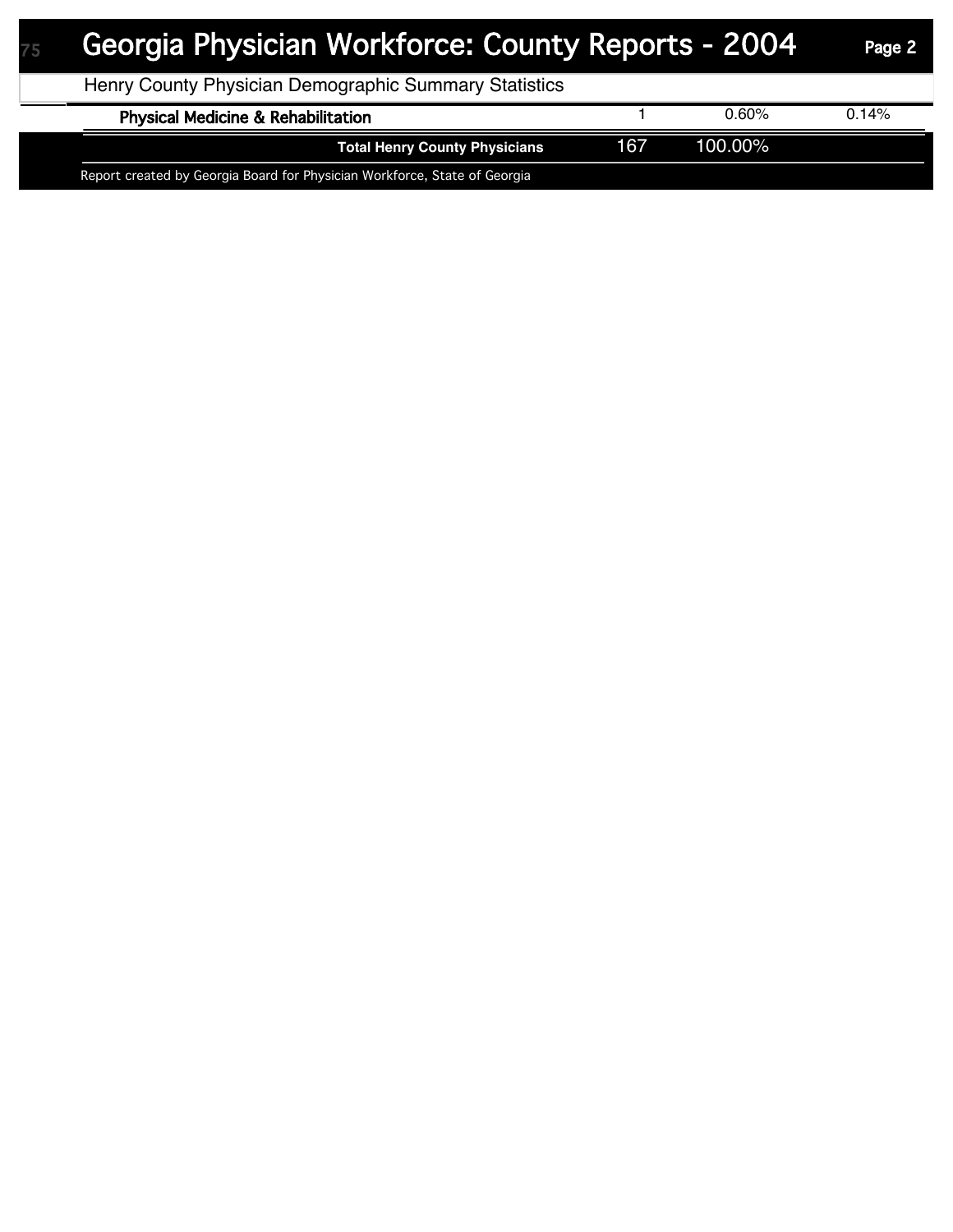Henry County Physician Demographic Summary Statistics

| | | | |
|---|---|---|---|
| **Physical Medicine & Rehabilitation** | 1 | 0.60% | 0.14% |
| **Total Henry County Physicians** | 167 | 100.00% | |

Report created by Georgia Board for Physician Workforce, State of Georgia